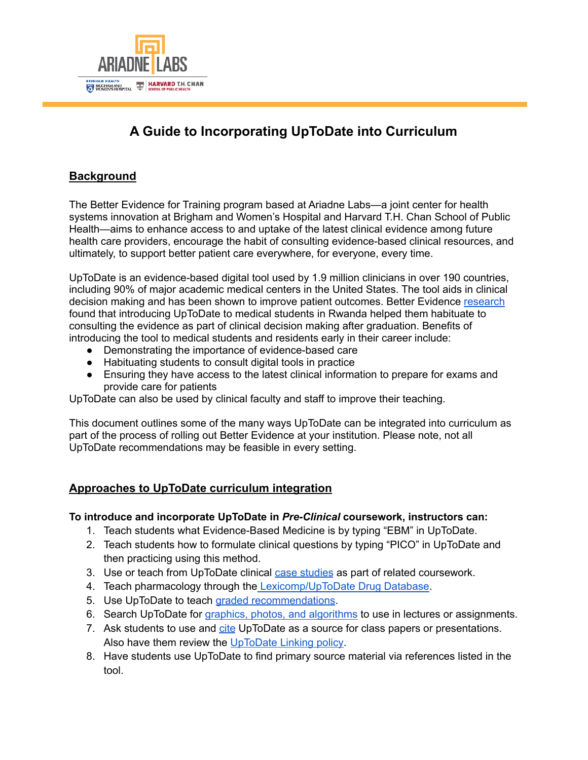# A Guide to Incorporating UpToDate into Curriculum

## Background

The Better Evidence for Training program based at Ariadne Labs—a joint center for health systems innovation at Brigham and Women's Hospital and Harvard T.H. Chan School of Public Health—aims to enhance access to and uptake of the latest clinical evidence among future health care providers, encourage the habit of consulting evidence-based clinical resources, and ultimately, to support better patient care everywhere, for everyone, every time.

UpToDate is an evidence-based digital tool used by 1.9 million clinicians in over 190 countries, including 90% of major academic medical centers in the United States. The tool aids in clinical decision making and has been shown to improve patient outcomes. Better Evidence research found that introducing UpToDate to medical students in Rwanda helped them habituate to consulting the evidence as part of clinical decision making after graduation. Benefits of introducing the tool to medical students and residents early in their career include:

- Demonstrating the importance of evidence-based care
- Habituating students to consult digital tools in practice
- Ensuring they have access to the latest clinical information to prepare for exams and provide care for patients

UpToDate can also be used by clinical faculty and staff to improve their teaching.

This document outlines some of the many ways UpToDate can be integrated into curriculum as part of the process of rolling out Better Evidence at your institution. Please note, not all UpToDate recommendations may be feasible in every setting.

## Approaches to UpToDate curriculum integration

**To introduce and incorporate UpToDate in *Pre-Clinical* coursework, instructors can:**

1. Teach students what Evidence-Based Medicine is by typing "EBM" in UpToDate.
2. Teach students how to formulate clinical questions by typing "PICO" in UpToDate and then practicing using this method.
3. Use or teach from UpToDate clinical case studies as part of related coursework.
4. Teach pharmacology through the Lexicomp/UpToDate Drug Database.
5. Use UpToDate to teach graded recommendations.
6. Search UpToDate for graphics, photos, and algorithms to use in lectures or assignments.
7. Ask students to use and cite UpToDate as a source for class papers or presentations. Also have them review the UpToDate Linking policy.
8. Have students use UpToDate to find primary source material via references listed in the tool.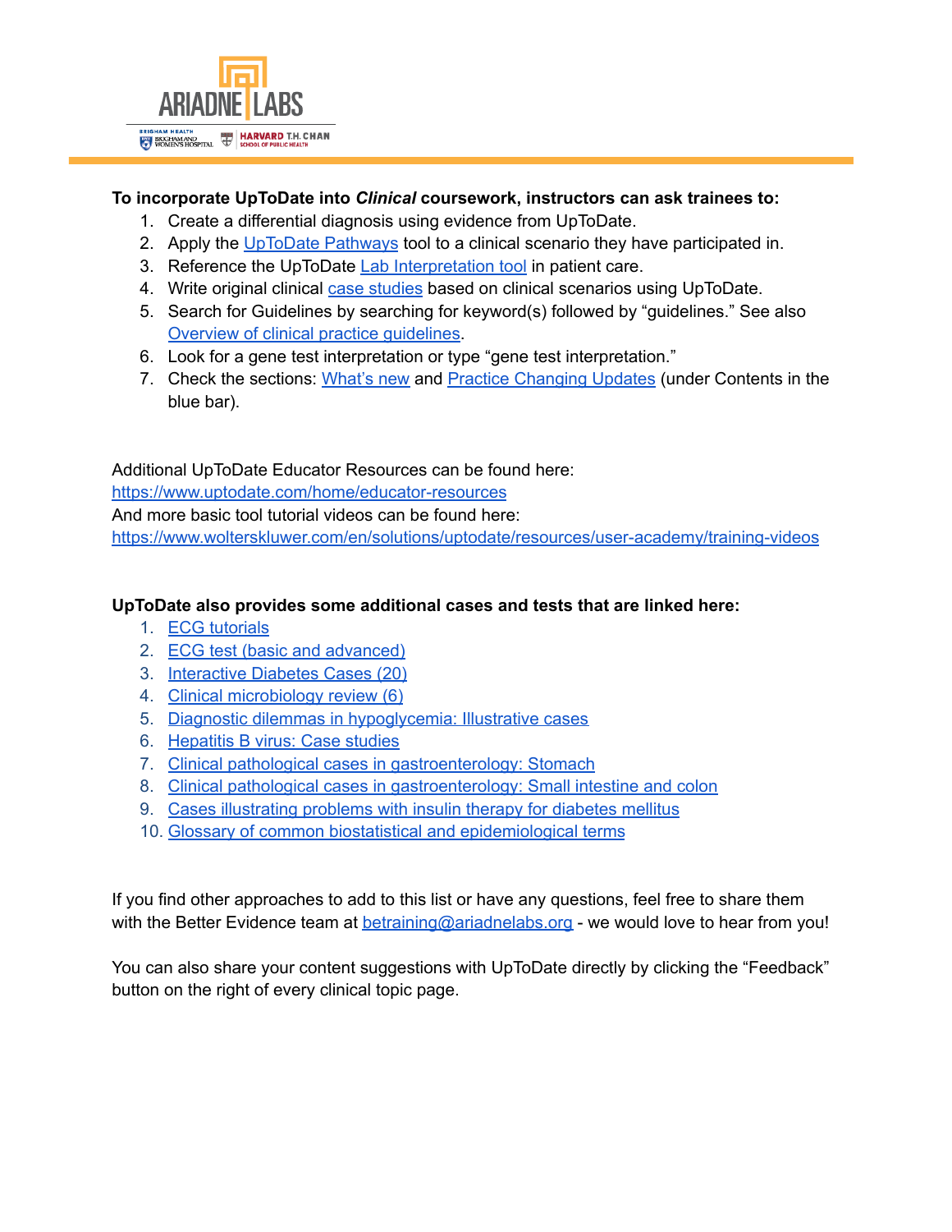**To incorporate UpToDate into *Clinical* coursework, instructors can ask trainees to:**

1. Create a differential diagnosis using evidence from UpToDate.
2. Apply the UpToDate Pathways tool to a clinical scenario they have participated in.
3. Reference the UpToDate Lab Interpretation tool in patient care.
4. Write original clinical case studies based on clinical scenarios using UpToDate.
5. Search for Guidelines by searching for keyword(s) followed by "guidelines." See also Overview of clinical practice guidelines.
6. Look for a gene test interpretation or type "gene test interpretation."
7. Check the sections: What's new and Practice Changing Updates (under Contents in the blue bar).

Additional UpToDate Educator Resources can be found here:
https://www.uptodate.com/home/educator-resources
And more basic tool tutorial videos can be found here:
https://www.wolterskluwer.com/en/solutions/uptodate/resources/user-academy/training-videos

**UpToDate also provides some additional cases and tests that are linked here:**

1. ECG tutorials
2. ECG test (basic and advanced)
3. Interactive Diabetes Cases (20)
4. Clinical microbiology review (6)
5. Diagnostic dilemmas in hypoglycemia: Illustrative cases
6. Hepatitis B virus: Case studies
7. Clinical pathological cases in gastroenterology: Stomach
8. Clinical pathological cases in gastroenterology: Small intestine and colon
9. Cases illustrating problems with insulin therapy for diabetes mellitus
10. Glossary of common biostatistical and epidemiological terms

If you find other approaches to add to this list or have any questions, feel free to share them with the Better Evidence team at betraining@ariadnelabs.org - we would love to hear from you!

You can also share your content suggestions with UpToDate directly by clicking the "Feedback" button on the right of every clinical topic page.